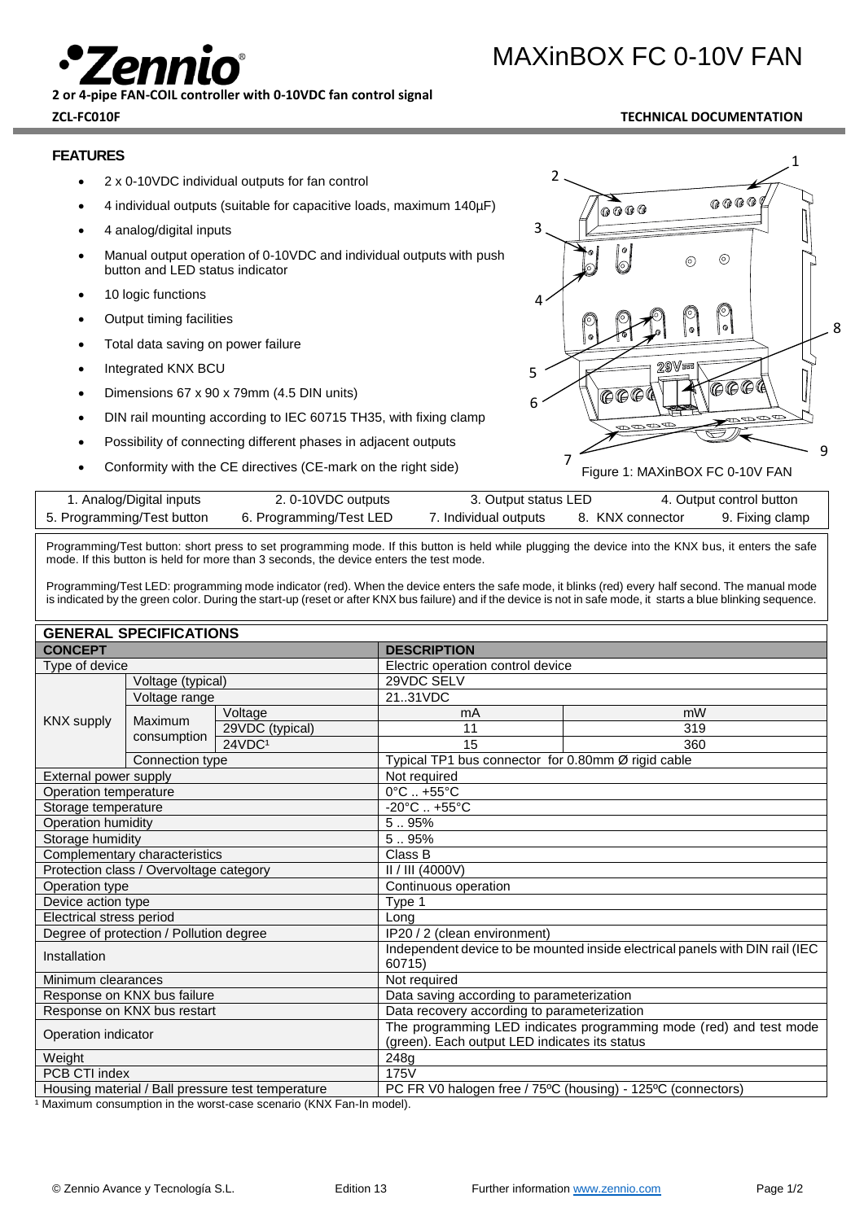# MAXinBOX FC 0-10V FAN

**2 or 4-pipe FAN-COIL controller with 0-10VDC fan control signal**

**ZCL-FC010F**

**TECHNICAL DOCUMENTATION**

## FEATURES

- 2 x 0-10VDC individual outputs for fan control
- 4 individual outputs (suitable for capacitive loads, maximum 140µF)
- 4 analog/digital inputs
- Manual output operation of 0-10VDC and individual outputs with push button and LED status indicator
- 10 logic functions
- Output timing facilities
- Total data saving on power failure
- Integrated KNX BCU
- Dimensions 67 x 90 x 79mm (4.5 DIN units)
- DIN rail mounting according to IEC 60715 TH35, with fixing clamp
- Possibility of connecting different phases in adjacent outputs
- Conformity with the CE directives (CE-mark on the right side)

Figure 1: MAXinBOX FC 0-10V FAN

| 1. Analog/Digital inputs | 2. 0-10VDC outputs | 3. Output status LED | 4. Output control button | |
|---|---|---|---|---|
| 5. Programming/Test button | 6. Programming/Test LED | 7. Individual outputs | 8. KNX connector | 9. Fixing clamp |

Programming/Test button: short press to set programming mode. If this button is held while plugging the device into the KNX bus, it enters the safe mode. If this button is held for more than 3 seconds, the device enters the test mode.

Programming/Test LED: programming mode indicator (red). When the device enters the safe mode, it blinks (red) every half second. The manual mode is indicated by the green color. During the start-up (reset or after KNX bus failure) and if the device is not in safe mode, it starts a blue blinking sequence.

## GENERAL SPECIFICATIONS

| CONCEPT | | | DESCRIPTION | |
|---|---|---|---|---|
| Type of device | | | Electric operation control device | |
| KNX supply | Voltage (typical) | | 29VDC SELV | |
| | Voltage range | | 21..31VDC | |
| | Maximum consumption | Voltage | mA | mW |
| | | 29VDC (typical) | 11 | 319 |
| | | 24VDC[1] | 15 | 360 |
| | Connection type | | Typical TP1 bus connector for 0.80mm Ø rigid cable | |
| External power supply | | | Not required | |
| Operation temperature | | | 0°C .. +55°C | |
| Storage temperature | | | -20°C .. +55°C | |
| Operation humidity | | | 5 .. 95% | |
| Storage humidity | | | 5 .. 95% | |
| Complementary characteristics | | | Class B | |
| Protection class / Overvoltage category | | | II / III (4000V) | |
| Operation type | | | Continuous operation | |
| Device action type | | | Type 1 | |
| Electrical stress period | | | Long | |
| Degree of protection / Pollution degree | | | IP20 / 2 (clean environment) | |
| Installation | | | Independent device to be mounted inside electrical panels with DIN rail (IEC 60715) | |
| Minimum clearances | | | Not required | |
| Response on KNX bus failure | | | Data saving according to parameterization | |
| Response on KNX bus restart | | | Data recovery according to parameterization | |
| Operation indicator | | | The programming LED indicates programming mode (red) and test mode (green). Each output LED indicates its status | |
| Weight | | | 248g | |
| PCB CTI index | | | 175V | |
| Housing material / Ball pressure test temperature | | | PC FR V0 halogen free / 75ºC (housing) - 125ºC (connectors) | |

[1] Maximum consumption in the worst-case scenario (KNX Fan-In model).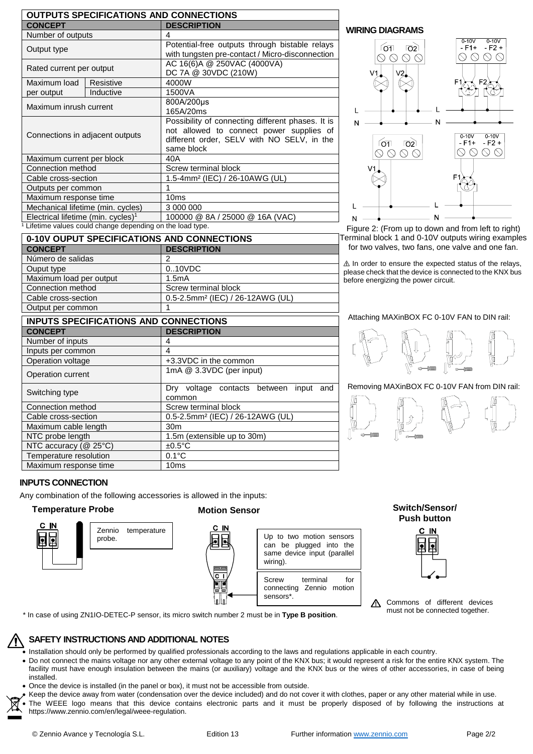## OUTPUTS SPECIFICATIONS AND CONNECTIONS

| CONCEPT | | DESCRIPTION |
|---|---|---|
| Number of outputs | | 4 |
| Output type | | Potential-free outputs through bistable relays with tungsten pre-contact / Micro-disconnection |
| Rated current per output | | AC 16(6)A @ 250VAC (4000VA)<br>DC 7A @ 30VDC (210W) |
| Maximum load per output | Resistive | 4000W |
| | Inductive | 1500VA |
| Maximum inrush current | | 800A/200µs<br>165A/20ms |
| Connections in adjacent outputs | | Possibility of connecting different phases. It is not allowed to connect power supplies of different order, SELV with NO SELV, in the same block |
| Maximum current per block | | 40A |
| Connection method | | Screw terminal block |
| Cable cross-section | | 1.5-4mm² (IEC) / 26-10AWG (UL) |
| Outputs per common | | 1 |
| Maximum response time | | 10ms |
| Mechanical lifetime (min. cycles) | | 3 000 000 |
| Electrical lifetime (min. cycles)[1] | | 100000 @ 8A / 25000 @ 16A (VAC) |

[1] Lifetime values could change depending on the load type.

## 0-10V OUPUT SPECIFICATIONS AND CONNECTIONS

| CONCEPT | DESCRIPTION |
|---|---|
| Número de salidas | 2 |
| Ouput type | 0..10VDC |
| Maximum load per output | 1.5mA |
| Connection method | Screw terminal block |
| Cable cross-section | 0.5-2.5mm² (IEC) / 26-12AWG (UL) |
| Output per common | 1 |

## INPUTS SPECIFICATIONS AND CONNECTIONS

| CONCEPT | DESCRIPTION |
|---|---|
| Number of inputs | 4 |
| Inputs per common | 4 |
| Operation voltage | +3.3VDC in the common |
| Operation current | 1mA @ 3.3VDC (per input) |
| Switching type | Dry voltage contacts between input and common |
| Connection method | Screw terminal block |
| Cable cross-section | 0.5-2.5mm² (IEC) / 26-12AWG (UL) |
| Maximum cable length | 30m |
| NTC probe length | 1.5m (extensible up to 30m) |
| NTC accuracy (@ 25°C) | ±0.5°C |
| Temperature resolution | 0.1°C |
| Maximum response time | 10ms |

## WIRING DIAGRAMS

O1 O2
0-10V - F1+ 0-10V - F2 +
V1 V2
F1 F2
L N

O1 O2
0-10V - F1+ 0-10V - F2 +
V1
F1
L N

Figure 2: (From up to down and from left to right) Terminal block 1 and 0-10V outputs wiring examples for two valves, two fans, one valve and one fan.

⚠ In order to ensure the expected status of the relays, please check that the device is connected to the KNX bus before energizing the power circuit.

Attaching MAXinBOX FC 0-10V FAN to DIN rail:

Removing MAXinBOX FC 0-10V FAN from DIN rail:

## INPUTS CONNECTION

Any combination of the following accessories is allowed in the inputs:

**Temperature Probe**

C IN

Zennio temperature probe.

**Motion Sensor**

C IN

Up to two motion sensors can be plugged into the same device input (parallel wiring).

Screw terminal for connecting Zennio motion sensors*.

**Switch/Sensor/ Push button**

C IN

⚠ Commons of different devices must not be connected together.

\* In case of using ZN1IO-DETEC-P sensor, its micro switch number 2 must be in **Type B position**.

## SAFETY INSTRUCTIONS AND ADDITIONAL NOTES

- Installation should only be performed by qualified professionals according to the laws and regulations applicable in each country.
- Do not connect the mains voltage nor any other external voltage to any point of the KNX bus; it would represent a risk for the entire KNX system. The facility must have enough insulation between the mains (or auxiliary) voltage and the KNX bus or the wires of other accessories, in case of being installed.
- Once the device is installed (in the panel or box), it must not be accessible from outside.
- Keep the device away from water (condensation over the device included) and do not cover it with clothes, paper or any other material while in use.
- The WEEE logo means that this device contains electronic parts and it must be properly disposed of by following the instructions at https://www.zennio.com/en/legal/weee-regulation.

© Zennio Avance y Tecnología S.L. Edition 13 Further information www.zennio.com